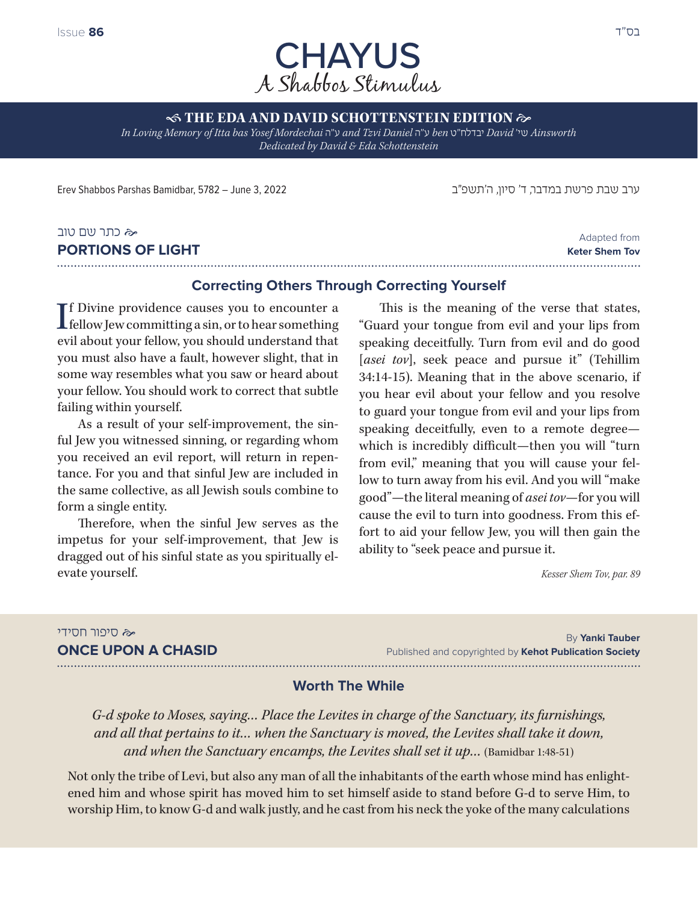בס"ד

# CHAYUS
## A Shabbos Stimulus

**THE EDA AND DAVID SCHOTTENSTEIN EDITION**

*In Loving Memory of Itta bas Yosef Mordechai ע"ה and Tzvi Daniel ע"ה ben יבדלח"ט David שי' Ainsworth*
*Dedicated by David & Eda Schottenstein*

Erev Shabbos Parshas Bamidbar, 5782 – June 3, 2022

ערב שבת פרשת במדבר, ד' סיון, ה'תשפ"ב

## כתר שם טוב
## PORTIONS OF LIGHT

Adapted from **Keter Shem Tov**

### Correcting Others Through Correcting Yourself

If Divine providence causes you to encounter a fellow Jew committing a sin, or to hear something evil about your fellow, you should understand that you must also have a fault, however slight, that in some way resembles what you saw or heard about your fellow. You should work to correct that subtle failing within yourself.

As a result of your self-improvement, the sinful Jew you witnessed sinning, or regarding whom you received an evil report, will return in repentance. For you and that sinful Jew are included in the same collective, as all Jewish souls combine to form a single entity.

Therefore, when the sinful Jew serves as the impetus for your self-improvement, that Jew is dragged out of his sinful state as you spiritually elevate yourself.

This is the meaning of the verse that states, "Guard your tongue from evil and your lips from speaking deceitfully. Turn from evil and do good [*asei tov*], seek peace and pursue it" (Tehillim 34:14-15). Meaning that in the above scenario, if you hear evil about your fellow and you resolve to guard your tongue from evil and your lips from speaking deceitfully, even to a remote degree—which is incredibly difficult—then you will "turn from evil," meaning that you will cause your fellow to turn away from his evil. And you will "make good"—the literal meaning of *asei tov*—for you will cause the evil to turn into goodness. From this effort to aid your fellow Jew, you will then gain the ability to "seek peace and pursue it.

*Kesser Shem Tov, par. 89*

## סיפור חסידי
## ONCE UPON A CHASID

By **Yanki Tauber**
Published and copyrighted by **Kehot Publication Society**

### Worth The While

*G-d spoke to Moses, saying… Place the Levites in charge of the Sanctuary, its furnishings, and all that pertains to it… when the Sanctuary is moved, the Levites shall take it down, and when the Sanctuary encamps, the Levites shall set it up…* (Bamidbar 1:48-51)

Not only the tribe of Levi, but also any man of all the inhabitants of the earth whose mind has enlightened him and whose spirit has moved him to set himself aside to stand before G-d to serve Him, to worship Him, to know G-d and walk justly, and he cast from his neck the yoke of the many calculations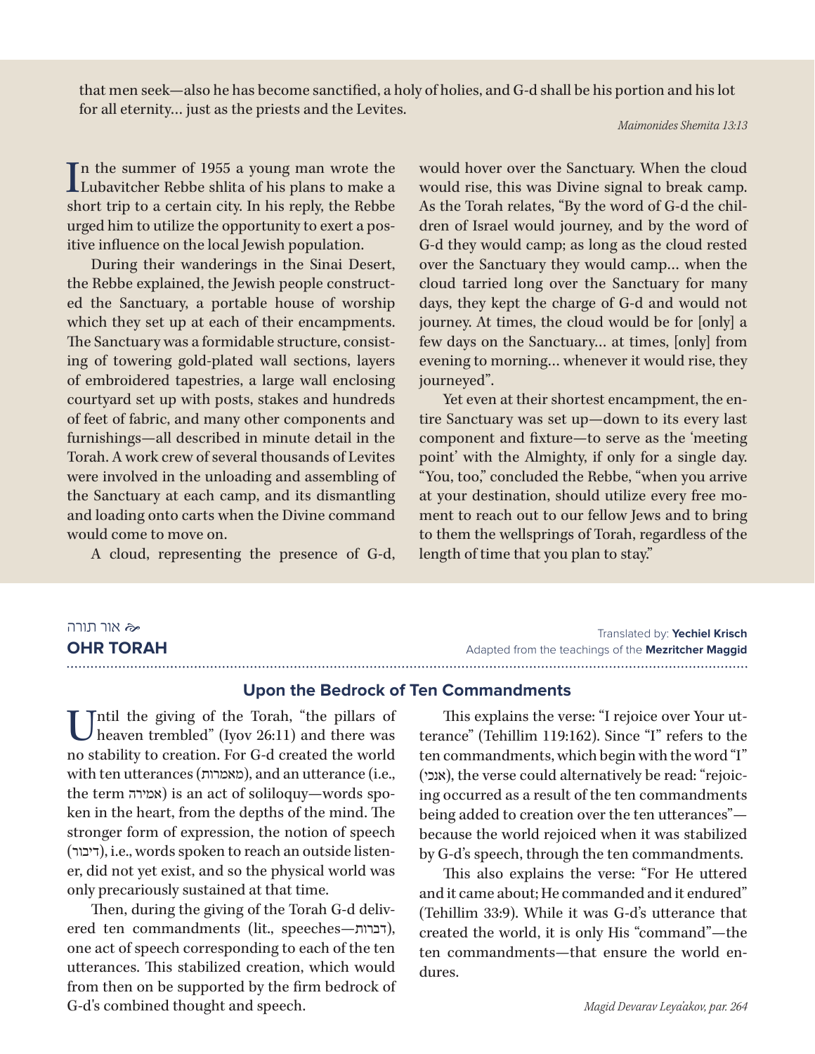that men seek—also he has become sanctified, a holy of holies, and G-d shall be his portion and his lot for all eternity… just as the priests and the Levites.

*Maimonides Shemita 13:13*

In the summer of 1955 a young man wrote the Lubavitcher Rebbe shlita of his plans to make a short trip to a certain city. In his reply, the Rebbe urged him to utilize the opportunity to exert a positive influence on the local Jewish population.

During their wanderings in the Sinai Desert, the Rebbe explained, the Jewish people constructed the Sanctuary, a portable house of worship which they set up at each of their encampments. The Sanctuary was a formidable structure, consisting of towering gold-plated wall sections, layers of embroidered tapestries, a large wall enclosing courtyard set up with posts, stakes and hundreds of feet of fabric, and many other components and furnishings—all described in minute detail in the Torah. A work crew of several thousands of Levites were involved in the unloading and assembling of the Sanctuary at each camp, and its dismantling and loading onto carts when the Divine command would come to move on.

A cloud, representing the presence of G-d, would hover over the Sanctuary. When the cloud would rise, this was Divine signal to break camp. As the Torah relates, "By the word of G-d the children of Israel would journey, and by the word of G-d they would camp; as long as the cloud rested over the Sanctuary they would camp… when the cloud tarried long over the Sanctuary for many days, they kept the charge of G-d and would not journey. At times, the cloud would be for [only] a few days on the Sanctuary… at times, [only] from evening to morning… whenever it would rise, they journeyed".

Yet even at their shortest encampment, the entire Sanctuary was set up—down to its every last component and fixture—to serve as the 'meeting point' with the Almighty, if only for a single day. "You, too," concluded the Rebbe, "when you arrive at your destination, should utilize every free moment to reach out to our fellow Jews and to bring to them the wellsprings of Torah, regardless of the length of time that you plan to stay."

אור תורה

## OHR TORAH

Translated by: **Yechiel Krisch**
Adapted from the teachings of the **Mezritcher Maggid**

### Upon the Bedrock of Ten Commandments

Until the giving of the Torah, "the pillars of heaven trembled" (Iyov 26:11) and there was no stability to creation. For G-d created the world with ten utterances (מאמרות), and an utterance (i.e., the term אמירה) is an act of soliloquy—words spoken in the heart, from the depths of the mind. The stronger form of expression, the notion of speech (דיבור), i.e., words spoken to reach an outside listener, did not yet exist, and so the physical world was only precariously sustained at that time.

Then, during the giving of the Torah G-d delivered ten commandments (lit., speeches—דברות), one act of speech corresponding to each of the ten utterances. This stabilized creation, which would from then on be supported by the firm bedrock of G-d's combined thought and speech.

This explains the verse: "I rejoice over Your utterance" (Tehillim 119:162). Since "I" refers to the ten commandments, which begin with the word "I" (אנכי), the verse could alternatively be read: "rejoicing occurred as a result of the ten commandments being added to creation over the ten utterances"—because the world rejoiced when it was stabilized by G-d's speech, through the ten commandments.

This also explains the verse: "For He uttered and it came about; He commanded and it endured" (Tehillim 33:9). While it was G-d's utterance that created the world, it is only His "command"—the ten commandments—that ensure the world endures.

*Magid Devarav Leya'akov, par. 264*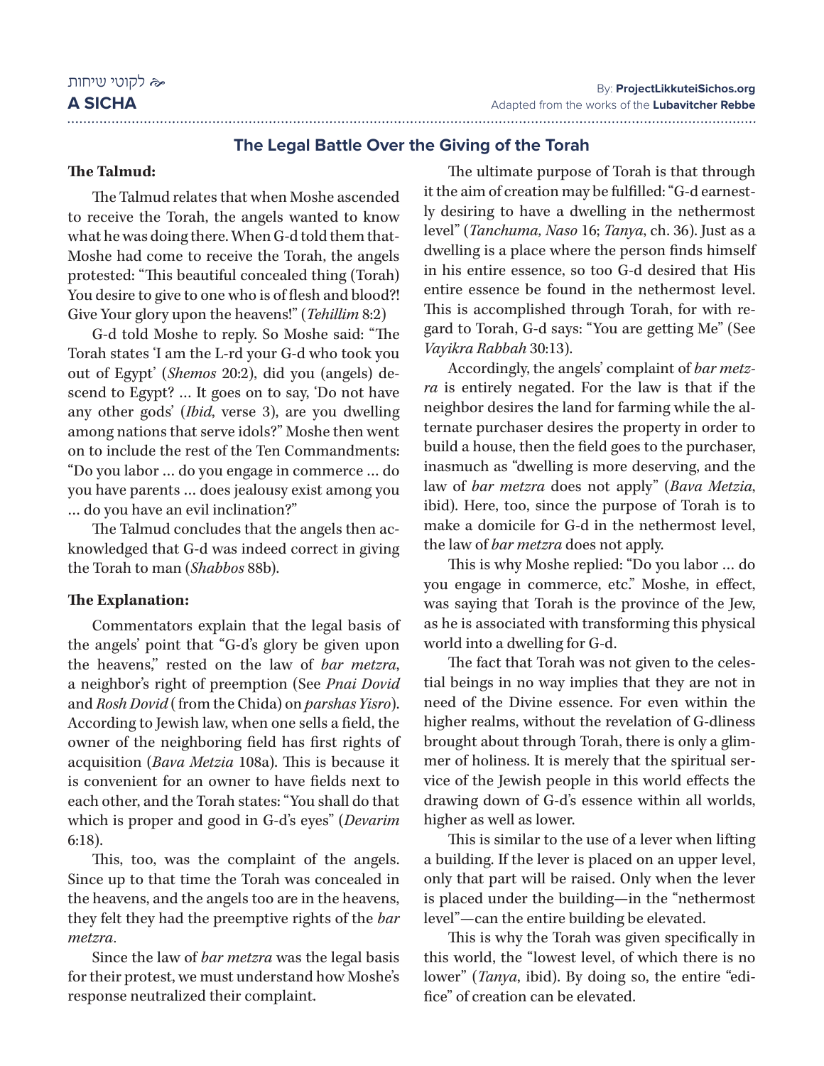## The Legal Battle Over the Giving of the Torah

**The Talmud:**

The Talmud relates that when Moshe ascended to receive the Torah, the angels wanted to know what he was doing there. When G-d told them that Moshe had come to receive the Torah, the angels protested: "This beautiful concealed thing (Torah) You desire to give to one who is of flesh and blood?! Give Your glory upon the heavens!" (*Tehillim* 8:2)

G-d told Moshe to reply. So Moshe said: "The Torah states 'I am the L-rd your G-d who took you out of Egypt' (*Shemos* 20:2), did you (angels) descend to Egypt? ... It goes on to say, 'Do not have any other gods' (*Ibid*, verse 3), are you dwelling among nations that serve idols?" Moshe then went on to include the rest of the Ten Commandments: "Do you labor ... do you engage in commerce ... do you have parents ... does jealousy exist among you ... do you have an evil inclination?"

The Talmud concludes that the angels then acknowledged that G-d was indeed correct in giving the Torah to man (*Shabbos* 88b).

**The Explanation:**

Commentators explain that the legal basis of the angels' point that "G-d's glory be given upon the heavens," rested on the law of *bar metzra*, a neighbor's right of preemption (See *Pnai Dovid* and *Rosh Dovid* ( from the Chida) on *parshas Yisro*). According to Jewish law, when one sells a field, the owner of the neighboring field has first rights of acquisition (*Bava Metzia* 108a). This is because it is convenient for an owner to have fields next to each other, and the Torah states: "You shall do that which is proper and good in G-d's eyes" (*Devarim* 6:18).

This, too, was the complaint of the angels. Since up to that time the Torah was concealed in the heavens, and the angels too are in the heavens, they felt they had the preemptive rights of the *bar metzra*.

Since the law of *bar metzra* was the legal basis for their protest, we must understand how Moshe's response neutralized their complaint.

The ultimate purpose of Torah is that through it the aim of creation may be fulfilled: "G-d earnestly desiring to have a dwelling in the nethermost level" (*Tanchuma, Naso* 16; *Tanya*, ch. 36). Just as a dwelling is a place where the person finds himself in his entire essence, so too G-d desired that His entire essence be found in the nethermost level. This is accomplished through Torah, for with regard to Torah, G-d says: "You are getting Me" (See *Vayikra Rabbah* 30:13).

Accordingly, the angels' complaint of *bar metzra* is entirely negated. For the law is that if the neighbor desires the land for farming while the alternate purchaser desires the property in order to build a house, then the field goes to the purchaser, inasmuch as "dwelling is more deserving, and the law of *bar metzra* does not apply" (*Bava Metzia*, ibid). Here, too, since the purpose of Torah is to make a domicile for G-d in the nethermost level, the law of *bar metzra* does not apply.

This is why Moshe replied: "Do you labor ... do you engage in commerce, etc." Moshe, in effect, was saying that Torah is the province of the Jew, as he is associated with transforming this physical world into a dwelling for G-d.

The fact that Torah was not given to the celestial beings in no way implies that they are not in need of the Divine essence. For even within the higher realms, without the revelation of G-dliness brought about through Torah, there is only a glimmer of holiness. It is merely that the spiritual service of the Jewish people in this world effects the drawing down of G-d's essence within all worlds, higher as well as lower.

This is similar to the use of a lever when lifting a building. If the lever is placed on an upper level, only that part will be raised. Only when the lever is placed under the building—in the "nethermost level"—can the entire building be elevated.

This is why the Torah was given specifically in this world, the "lowest level, of which there is no lower" (*Tanya*, ibid). By doing so, the entire "edifice" of creation can be elevated.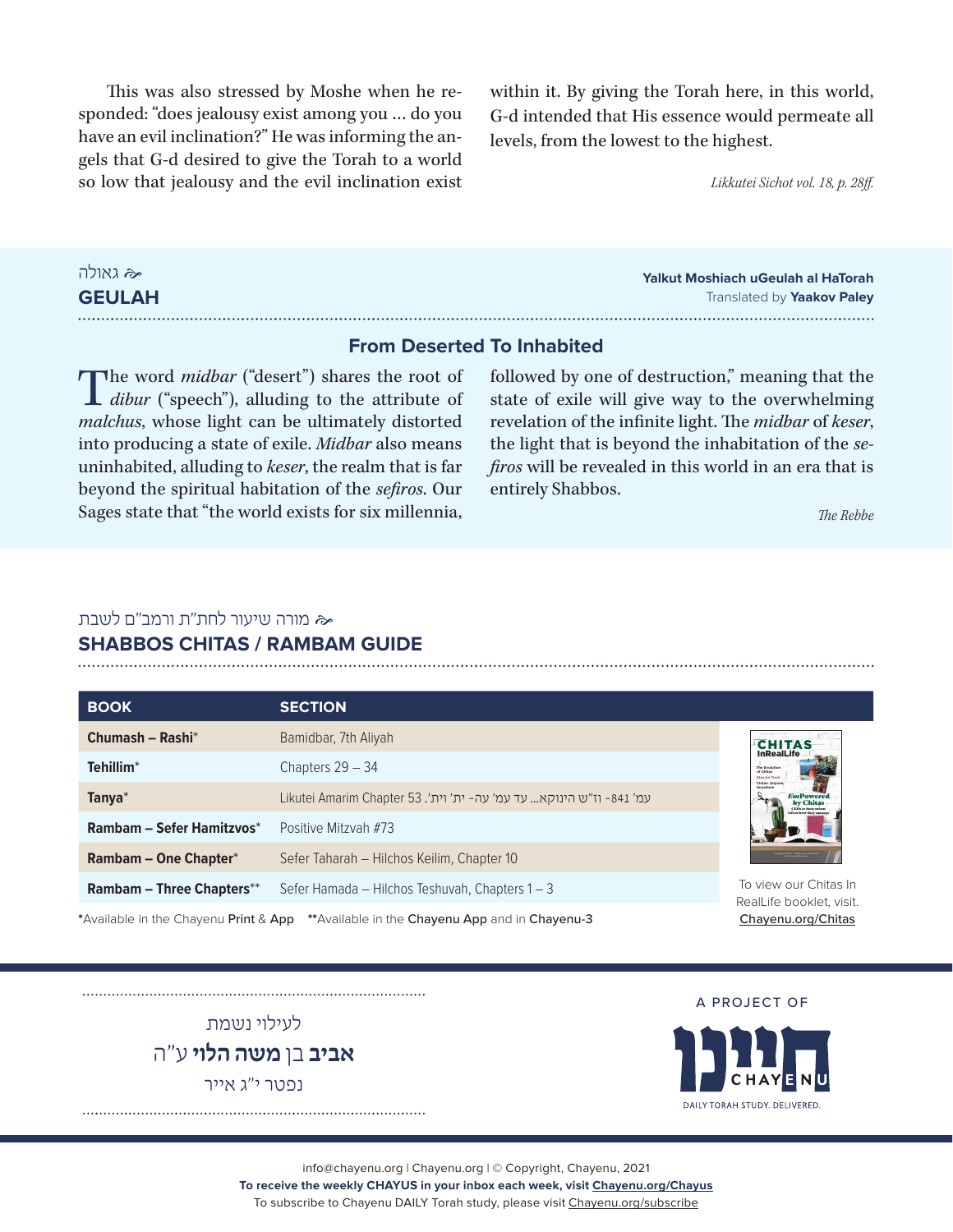This was also stressed by Moshe when he responded: "does jealousy exist among you … do you have an evil inclination?" He was informing the angels that G-d desired to give the Torah to a world so low that jealousy and the evil inclination exist within it. By giving the Torah here, in this world, G-d intended that His essence would permeate all levels, from the lowest to the highest.

*Likkutei Sichot vol. 18, p. 28ff.*

גאולה

## GEULAH

**Yalkut Moshiach uGeulah al HaTorah**
Translated by **Yaakov Paley**

### From Deserted To Inhabited

The word *midbar* ("desert") shares the root of *dibur* ("speech"), alluding to the attribute of *malchus*, whose light can be ultimately distorted into producing a state of exile. *Midbar* also means uninhabited, alluding to *keser*, the realm that is far beyond the spiritual habitation of the *sefiros*. Our Sages state that "the world exists for six millennia, followed by one of destruction," meaning that the state of exile will give way to the overwhelming revelation of the infinite light. The *midbar* of *keser*, the light that is beyond the inhabitation of the *sefiros* will be revealed in this world in an era that is entirely Shabbos.

*The Rebbe*

מורה שיעור לחת"ת ורמב"ם לשבת

## SHABBOS CHITAS / RAMBAM GUIDE

| BOOK | SECTION |
|---|---|
| **Chumash – Rashi*** | Bamidbar, 7th Aliyah |
| **Tehillim*** | Chapters 29 – 34 |
| **Tanya*** | Likutei Amarim Chapter 53 .'עמ' 841- וז"ש הינוקא... עד עמ' עה- יתי' ויתי |
| **Rambam – Sefer Hamitzvos*** | Positive Mitzvah #73 |
| **Rambam – One Chapter*** | Sefer Taharah – Hilchos Keilim, Chapter 10 |
| **Rambam – Three Chapters**** | Sefer Hamada – Hilchos Teshuvah, Chapters 1 – 3 |

*Available in the Chayenu Print & App **Available in the Chayenu App and in Chayenu-3

To view our Chitas In RealLife booklet, visit. Chayenu.org/Chitas

לעילוי נשמת
**אביב** בן **משה הלוי** ע"ה
נפטר י"ג אייר

A PROJECT OF
CHAYENU
DAILY TORAH STUDY. DELIVERED.

info@chayenu.org | Chayenu.org | © Copyright, Chayenu, 2021
**To receive the weekly CHAYUS in your inbox each week, visit Chayenu.org/Chayus**
To subscribe to Chayenu DAILY Torah study, please visit Chayenu.org/subscribe